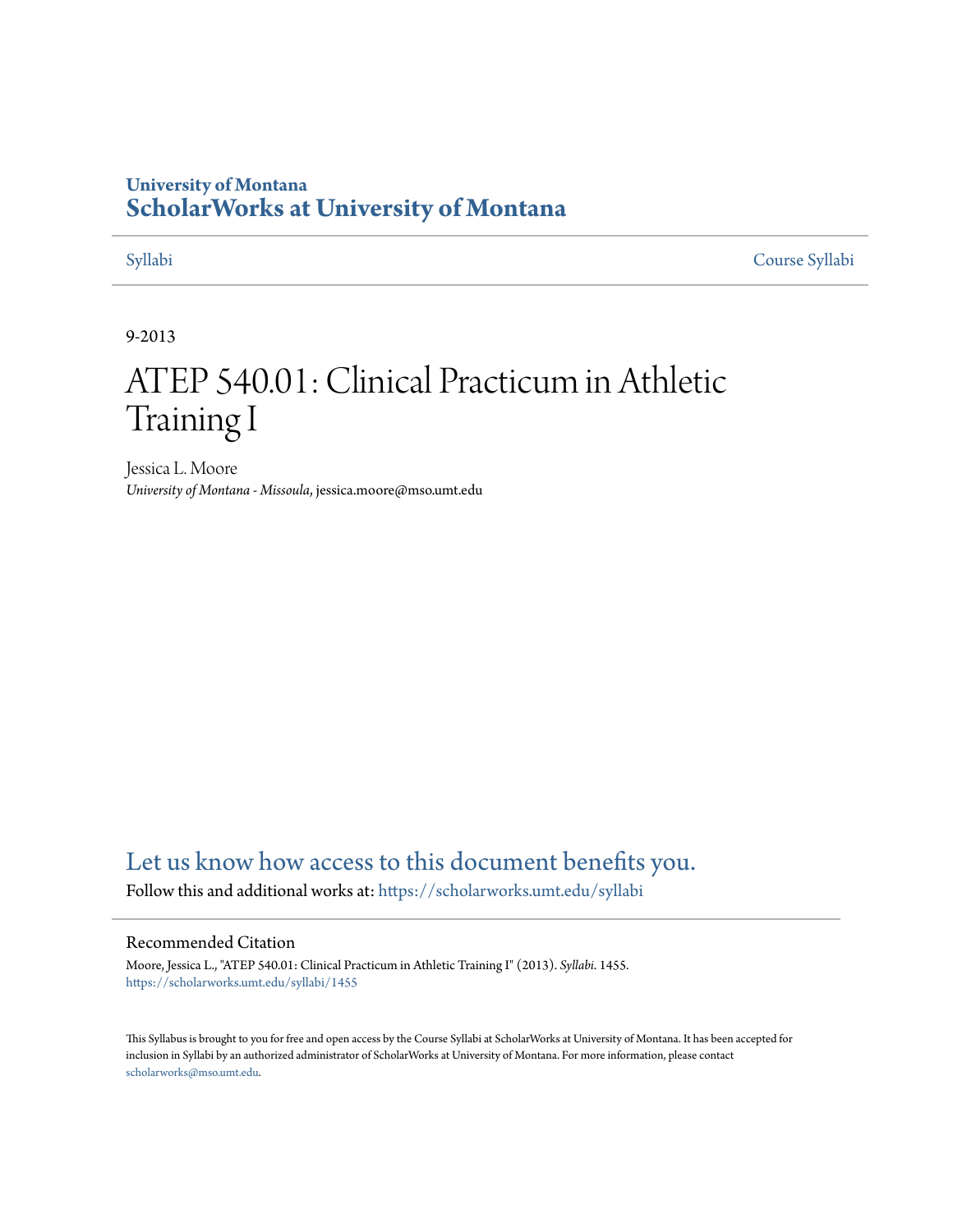University of Montana

# ScholarWorks at University of Montana

Syllabi | Course Syllabi

9-2013

# ATEP 540.01: Clinical Practicum in Athletic Training I

Jessica L. Moore

*University of Montana - Missoula*, jessica.moore@mso.umt.edu

Let us know how access to this document benefits you.

Follow this and additional works at: https://scholarworks.umt.edu/syllabi

## Recommended Citation

Moore, Jessica L., "ATEP 540.01: Clinical Practicum in Athletic Training I" (2013). *Syllabi*. 1455.
https://scholarworks.umt.edu/syllabi/1455

This Syllabus is brought to you for free and open access by the Course Syllabi at ScholarWorks at University of Montana. It has been accepted for inclusion in Syllabi by an authorized administrator of ScholarWorks at University of Montana. For more information, please contact scholarworks@mso.umt.edu.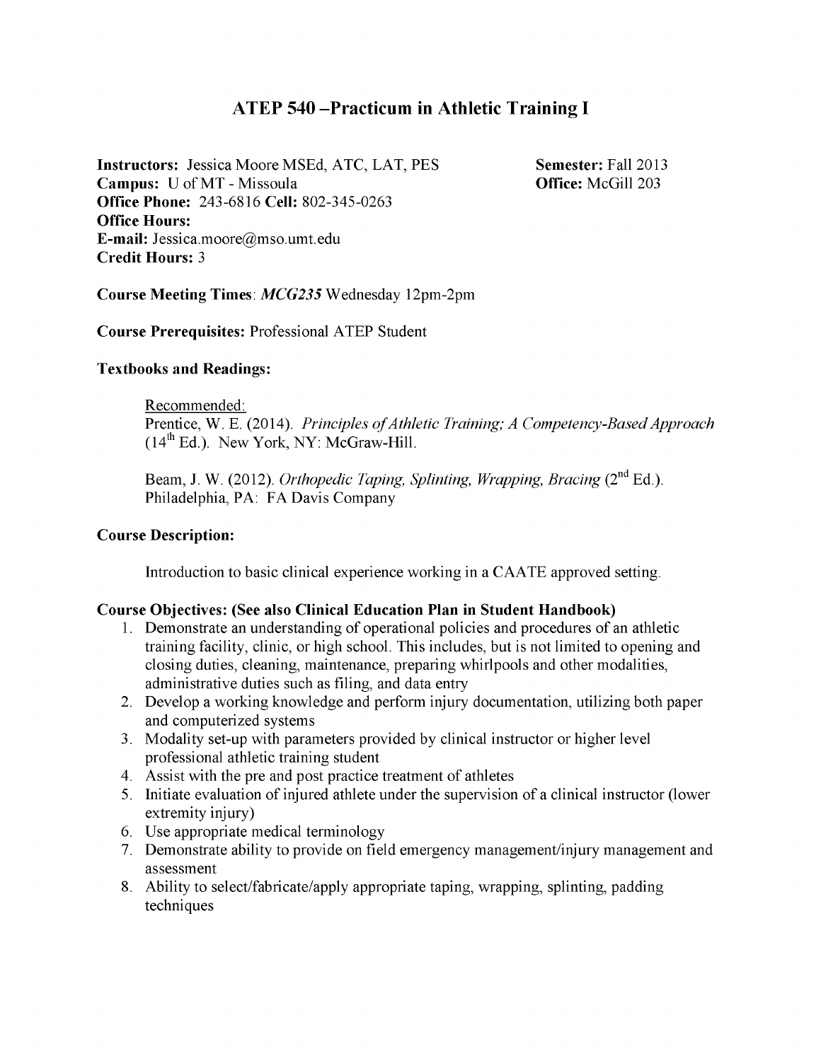# ATEP 540 –Practicum in Athletic Training I

**Instructors:** Jessica Moore MSEd, ATC, LAT, PES
**Semester:** Fall 2013
**Campus:** U of MT - Missoula
**Office:** McGill 203
**Office Phone:** 243-6816 **Cell:** 802-345-0263
**Office Hours:**
**E-mail:** Jessica.moore@mso.umt.edu
**Credit Hours:** 3

**Course Meeting Times**: ***MCG235*** Wednesday 12pm-2pm

**Course Prerequisites:** Professional ATEP Student

**Textbooks and Readings:**

Recommended:
Prentice, W. E. (2014). *Principles of Athletic Training; A Competency-Based Approach* (14th Ed.). New York, NY: McGraw-Hill.

Beam, J. W. (2012). *Orthopedic Taping, Splinting, Wrapping, Bracing* (2nd Ed.). Philadelphia, PA: FA Davis Company

**Course Description:**

Introduction to basic clinical experience working in a CAATE approved setting.

**Course Objectives: (See also Clinical Education Plan in Student Handbook)**

1. Demonstrate an understanding of operational policies and procedures of an athletic training facility, clinic, or high school. This includes, but is not limited to opening and closing duties, cleaning, maintenance, preparing whirlpools and other modalities, administrative duties such as filing, and data entry
2. Develop a working knowledge and perform injury documentation, utilizing both paper and computerized systems
3. Modality set-up with parameters provided by clinical instructor or higher level professional athletic training student
4. Assist with the pre and post practice treatment of athletes
5. Initiate evaluation of injured athlete under the supervision of a clinical instructor (lower extremity injury)
6. Use appropriate medical terminology
7. Demonstrate ability to provide on field emergency management/injury management and assessment
8. Ability to select/fabricate/apply appropriate taping, wrapping, splinting, padding techniques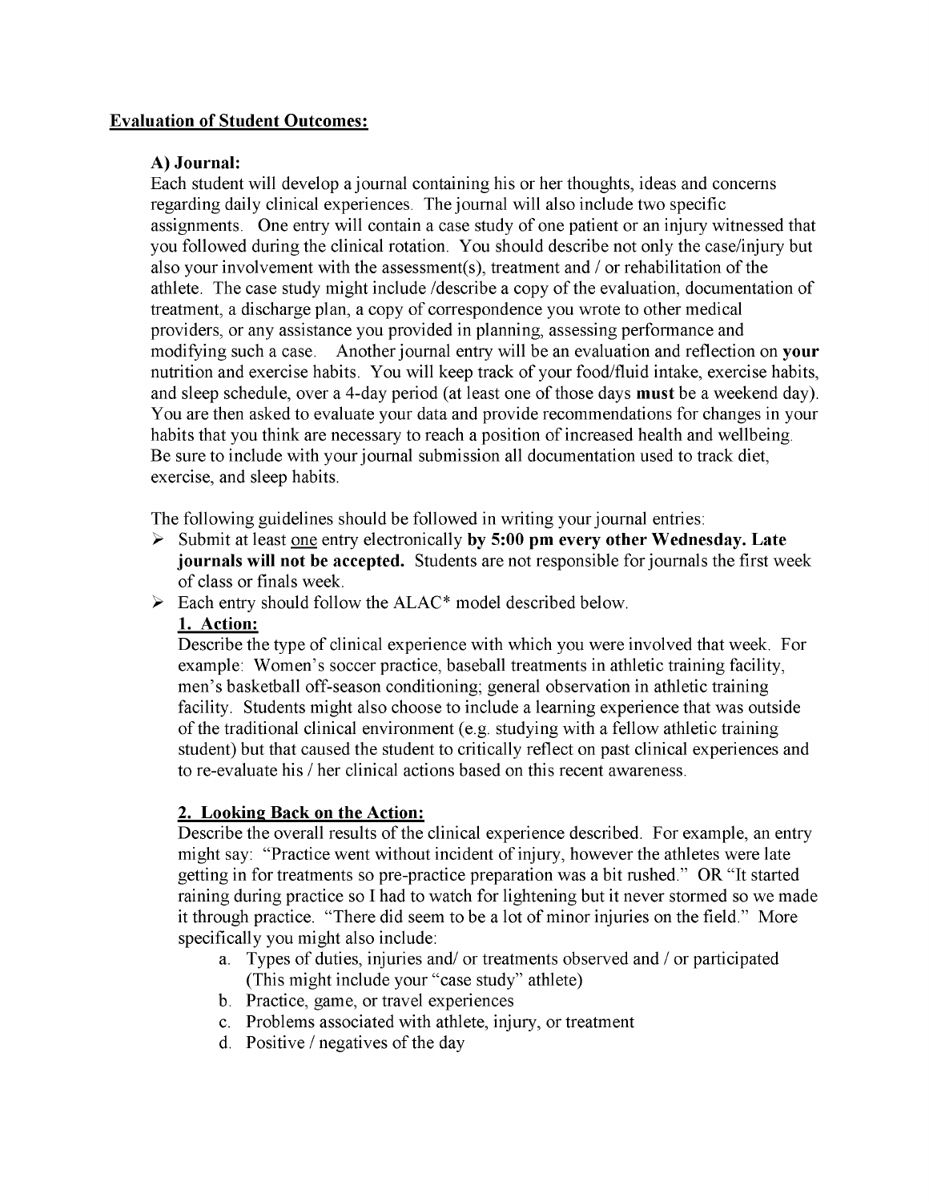**Evaluation of Student Outcomes:**

**A) Journal:**

Each student will develop a journal containing his or her thoughts, ideas and concerns regarding daily clinical experiences. The journal will also include two specific assignments. One entry will contain a case study of one patient or an injury witnessed that you followed during the clinical rotation. You should describe not only the case/injury but also your involvement with the assessment(s), treatment and / or rehabilitation of the athlete. The case study might include /describe a copy of the evaluation, documentation of treatment, a discharge plan, a copy of correspondence you wrote to other medical providers, or any assistance you provided in planning, assessing performance and modifying such a case. Another journal entry will be an evaluation and reflection on **your** nutrition and exercise habits. You will keep track of your food/fluid intake, exercise habits, and sleep schedule, over a 4-day period (at least one of those days **must** be a weekend day). You are then asked to evaluate your data and provide recommendations for changes in your habits that you think are necessary to reach a position of increased health and wellbeing. Be sure to include with your journal submission all documentation used to track diet, exercise, and sleep habits.

The following guidelines should be followed in writing your journal entries:

- Submit at least <u>one</u> entry electronically **by 5:00 pm every other Wednesday. Late journals will not be accepted.** Students are not responsible for journals the first week of class or finals week.
- Each entry should follow the ALAC* model described below.

**<u>1. Action:</u>**

Describe the type of clinical experience with which you were involved that week. For example: Women's soccer practice, baseball treatments in athletic training facility, men's basketball off-season conditioning; general observation in athletic training facility. Students might also choose to include a learning experience that was outside of the traditional clinical environment (e.g. studying with a fellow athletic training student) but that caused the student to critically reflect on past clinical experiences and to re-evaluate his / her clinical actions based on this recent awareness.

**<u>2. Looking Back on the Action:</u>**

Describe the overall results of the clinical experience described. For example, an entry might say: "Practice went without incident of injury, however the athletes were late getting in for treatments so pre-practice preparation was a bit rushed." OR "It started raining during practice so I had to watch for lightening but it never stormed so we made it through practice. "There did seem to be a lot of minor injuries on the field." More specifically you might also include:

a. Types of duties, injuries and/ or treatments observed and / or participated (This might include your "case study" athlete)
b. Practice, game, or travel experiences
c. Problems associated with athlete, injury, or treatment
d. Positive / negatives of the day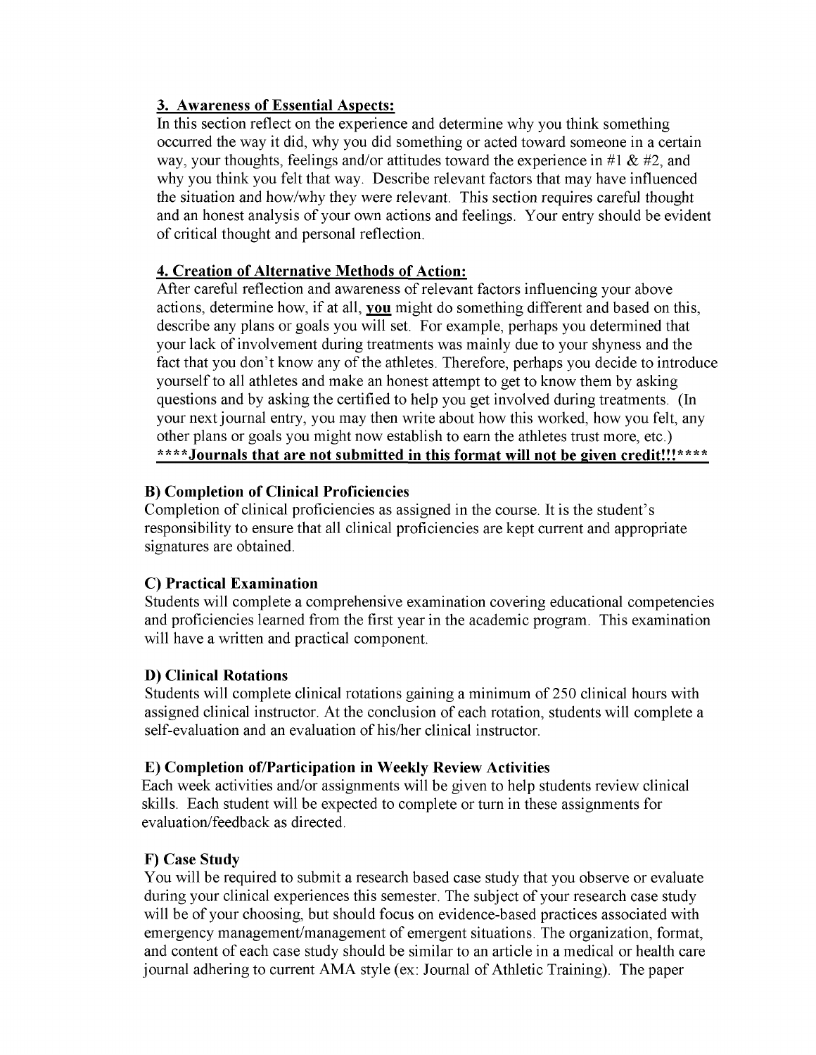**3. Awareness of Essential Aspects:**

In this section reflect on the experience and determine why you think something occurred the way it did, why you did something or acted toward someone in a certain way, your thoughts, feelings and/or attitudes toward the experience in #1 & #2, and why you think you felt that way. Describe relevant factors that may have influenced the situation and how/why they were relevant. This section requires careful thought and an honest analysis of your own actions and feelings. Your entry should be evident of critical thought and personal reflection.

**4. Creation of Alternative Methods of Action:**

After careful reflection and awareness of relevant factors influencing your above actions, determine how, if at all, **you** might do something different and based on this, describe any plans or goals you will set. For example, perhaps you determined that your lack of involvement during treatments was mainly due to your shyness and the fact that you don't know any of the athletes. Therefore, perhaps you decide to introduce yourself to all athletes and make an honest attempt to get to know them by asking questions and by asking the certified to help you get involved during treatments. (In your next journal entry, you may then write about how this worked, how you felt, any other plans or goals you might now establish to earn the athletes trust more, etc.)

**\*\*\*\*Journals that are not submitted in this format will not be given credit!!!\*\*\*\***

### B) Completion of Clinical Proficiencies

Completion of clinical proficiencies as assigned in the course. It is the student's responsibility to ensure that all clinical proficiencies are kept current and appropriate signatures are obtained.

### C) Practical Examination

Students will complete a comprehensive examination covering educational competencies and proficiencies learned from the first year in the academic program. This examination will have a written and practical component.

### D) Clinical Rotations

Students will complete clinical rotations gaining a minimum of 250 clinical hours with assigned clinical instructor. At the conclusion of each rotation, students will complete a self-evaluation and an evaluation of his/her clinical instructor.

### E) Completion of/Participation in Weekly Review Activities

Each week activities and/or assignments will be given to help students review clinical skills. Each student will be expected to complete or turn in these assignments for evaluation/feedback as directed.

### F) Case Study

You will be required to submit a research based case study that you observe or evaluate during your clinical experiences this semester. The subject of your research case study will be of your choosing, but should focus on evidence-based practices associated with emergency management/management of emergent situations. The organization, format, and content of each case study should be similar to an article in a medical or health care journal adhering to current AMA style (ex: Journal of Athletic Training). The paper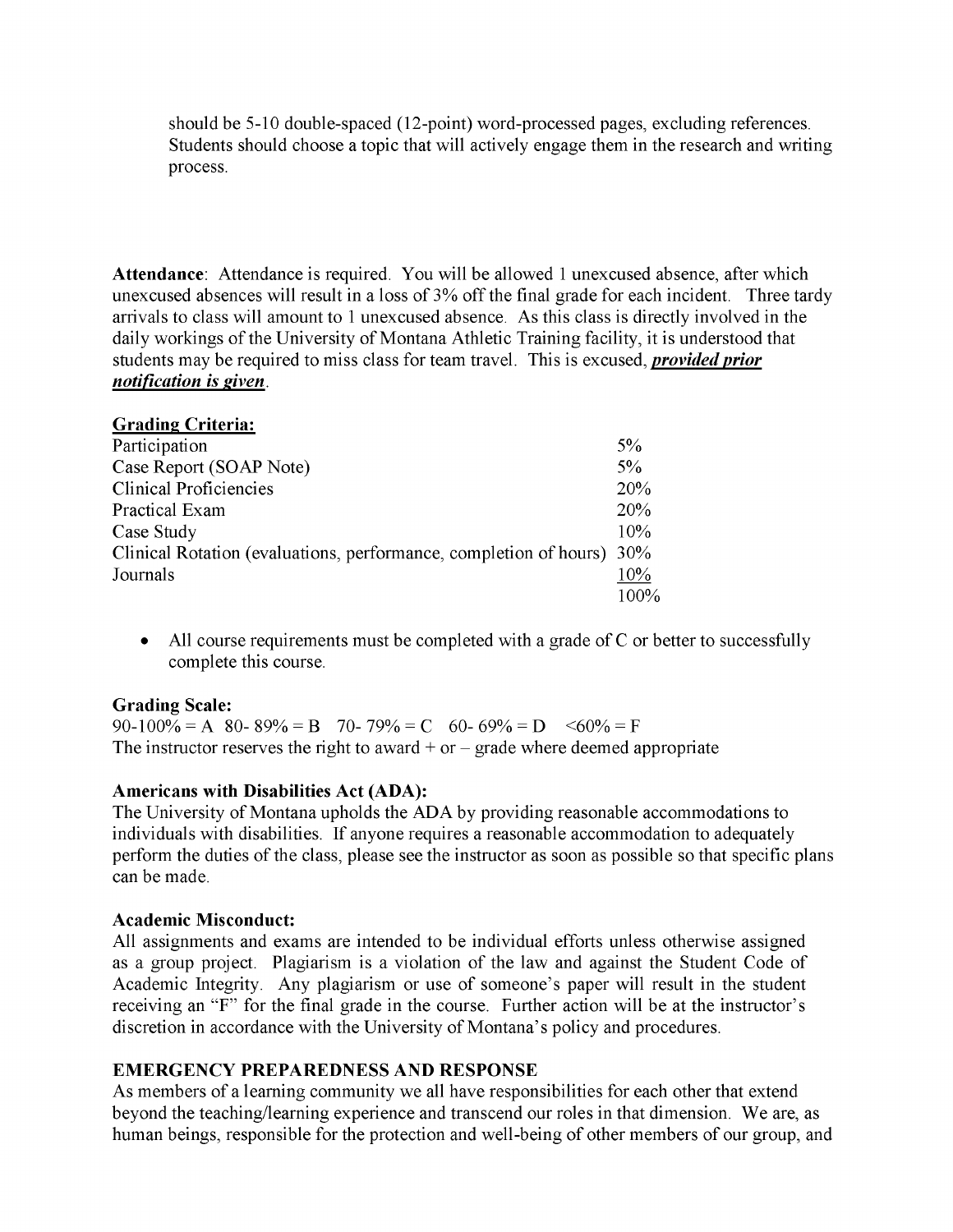should be 5-10 double-spaced (12-point) word-processed pages, excluding references. Students should choose a topic that will actively engage them in the research and writing process.

**Attendance**: Attendance is required. You will be allowed 1 unexcused absence, after which unexcused absences will result in a loss of 3% off the final grade for each incident. Three tardy arrivals to class will amount to 1 unexcused absence. As this class is directly involved in the daily workings of the University of Montana Athletic Training facility, it is understood that students may be required to miss class for team travel. This is excused, ***provided prior notification is given***.

**Grading Criteria:**

| | |
|---|---|
| Participation | 5% |
| Case Report (SOAP Note) | 5% |
| Clinical Proficiencies | 20% |
| Practical Exam | 20% |
| Case Study | 10% |
| Clinical Rotation (evaluations, performance, completion of hours) | 30% |
| Journals | 10% |
| | 100% |

- All course requirements must be completed with a grade of C or better to successfully complete this course.

**Grading Scale:**

90-100% = A 80- 89% = B 70- 79% = C 60- 69% = D <60% = F

The instructor reserves the right to award + or – grade where deemed appropriate

**Americans with Disabilities Act (ADA):**

The University of Montana upholds the ADA by providing reasonable accommodations to individuals with disabilities. If anyone requires a reasonable accommodation to adequately perform the duties of the class, please see the instructor as soon as possible so that specific plans can be made.

**Academic Misconduct:**

All assignments and exams are intended to be individual efforts unless otherwise assigned as a group project. Plagiarism is a violation of the law and against the Student Code of Academic Integrity. Any plagiarism or use of someone's paper will result in the student receiving an "F" for the final grade in the course. Further action will be at the instructor's discretion in accordance with the University of Montana's policy and procedures.

**EMERGENCY PREPAREDNESS AND RESPONSE**

As members of a learning community we all have responsibilities for each other that extend beyond the teaching/learning experience and transcend our roles in that dimension. We are, as human beings, responsible for the protection and well-being of other members of our group, and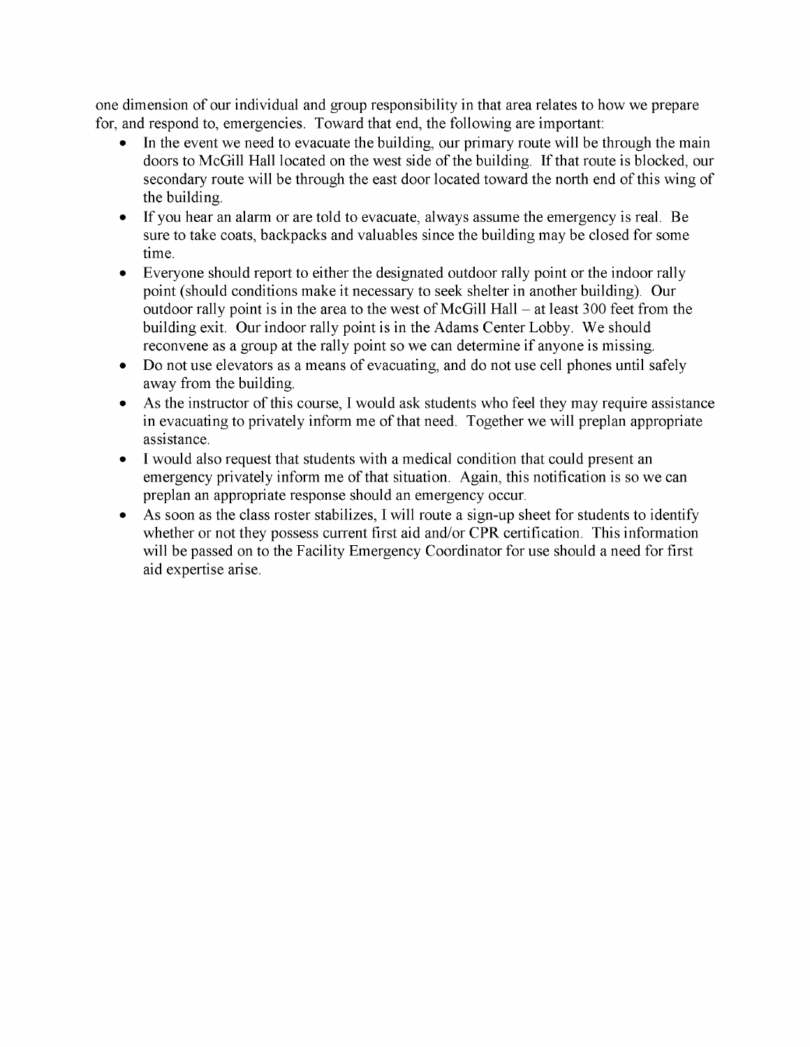one dimension of our individual and group responsibility in that area relates to how we prepare for, and respond to, emergencies. Toward that end, the following are important:

- In the event we need to evacuate the building, our primary route will be through the main doors to McGill Hall located on the west side of the building. If that route is blocked, our secondary route will be through the east door located toward the north end of this wing of the building.
- If you hear an alarm or are told to evacuate, always assume the emergency is real. Be sure to take coats, backpacks and valuables since the building may be closed for some time.
- Everyone should report to either the designated outdoor rally point or the indoor rally point (should conditions make it necessary to seek shelter in another building). Our outdoor rally point is in the area to the west of McGill Hall – at least 300 feet from the building exit. Our indoor rally point is in the Adams Center Lobby. We should reconvene as a group at the rally point so we can determine if anyone is missing.
- Do not use elevators as a means of evacuating, and do not use cell phones until safely away from the building.
- As the instructor of this course, I would ask students who feel they may require assistance in evacuating to privately inform me of that need. Together we will preplan appropriate assistance.
- I would also request that students with a medical condition that could present an emergency privately inform me of that situation. Again, this notification is so we can preplan an appropriate response should an emergency occur.
- As soon as the class roster stabilizes, I will route a sign-up sheet for students to identify whether or not they possess current first aid and/or CPR certification. This information will be passed on to the Facility Emergency Coordinator for use should a need for first aid expertise arise.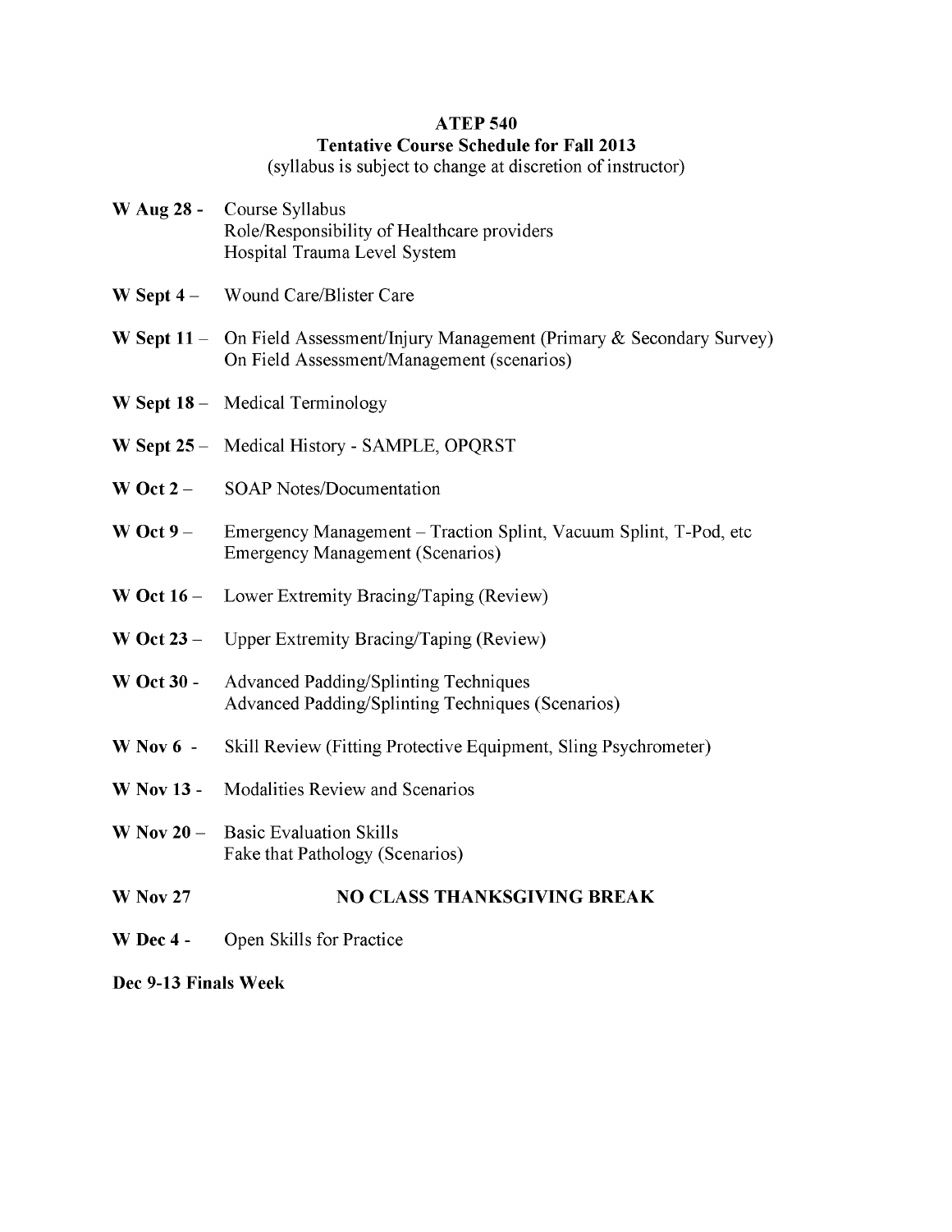**ATEP 540**

**Tentative Course Schedule for Fall 2013**

(syllabus is subject to change at discretion of instructor)

**W Aug 28 -** Course Syllabus
Role/Responsibility of Healthcare providers
Hospital Trauma Level System

**W Sept 4 –** Wound Care/Blister Care

**W Sept 11 –** On Field Assessment/Injury Management (Primary & Secondary Survey)
On Field Assessment/Management (scenarios)

**W Sept 18 –** Medical Terminology

**W Sept 25 –** Medical History - SAMPLE, OPQRST

**W Oct 2 –** SOAP Notes/Documentation

**W Oct 9 –** Emergency Management – Traction Splint, Vacuum Splint, T-Pod, etc
Emergency Management (Scenarios)

**W Oct 16 –** Lower Extremity Bracing/Taping (Review)

**W Oct 23 –** Upper Extremity Bracing/Taping (Review)

**W Oct 30 -** Advanced Padding/Splinting Techniques
Advanced Padding/Splinting Techniques (Scenarios)

**W Nov 6 -** Skill Review (Fitting Protective Equipment, Sling Psychrometer)

**W Nov 13 -** Modalities Review and Scenarios

**W Nov 20 –** Basic Evaluation Skills
Fake that Pathology (Scenarios)

**W Nov 27** **NO CLASS THANKSGIVING BREAK**

**W Dec 4 -** Open Skills for Practice

**Dec 9-13 Finals Week**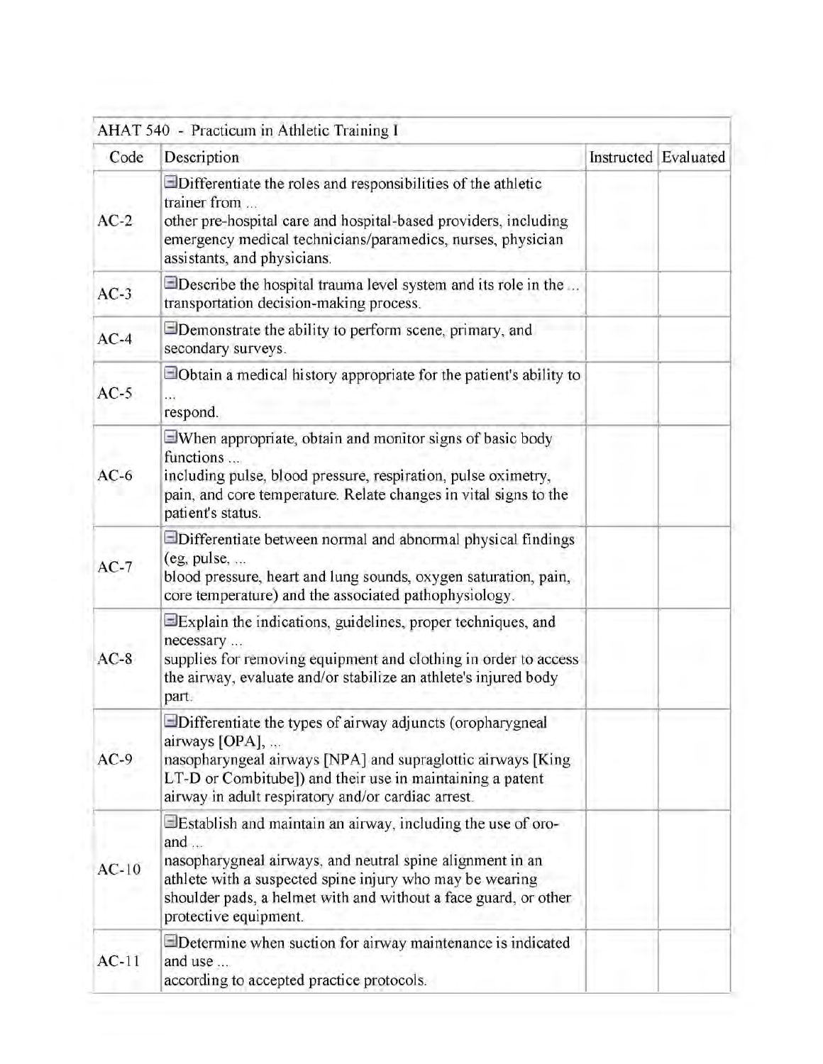| AHAT 540 - Practicum in Athletic Training I | | | |
|---|---|---|---|
| Code | Description | Instructed | Evaluated |
| AC-2 | ⊟Differentiate the roles and responsibilities of the athletic trainer from ... other pre-hospital care and hospital-based providers, including emergency medical technicians/paramedics, nurses, physician assistants, and physicians. | | |
| AC-3 | ⊟Describe the hospital trauma level system and its role in the ... transportation decision-making process. | | |
| AC-4 | ⊟Demonstrate the ability to perform scene, primary, and secondary surveys. | | |
| AC-5 | ⊟Obtain a medical history appropriate for the patient's ability to ... respond. | | |
| AC-6 | ⊟When appropriate, obtain and monitor signs of basic body functions ... including pulse, blood pressure, respiration, pulse oximetry, pain, and core temperature. Relate changes in vital signs to the patient's status. | | |
| AC-7 | ⊟Differentiate between normal and abnormal physical findings (eg, pulse, ... blood pressure, heart and lung sounds, oxygen saturation, pain, core temperature) and the associated pathophysiology. | | |
| AC-8 | ⊟Explain the indications, guidelines, proper techniques, and necessary ... supplies for removing equipment and clothing in order to access the airway, evaluate and/or stabilize an athlete's injured body part. | | |
| AC-9 | ⊟Differentiate the types of airway adjuncts (oropharygneal airways [OPA], ... nasopharyngeal airways [NPA] and supraglottic airways [King LT-D or Combitube]) and their use in maintaining a patent airway in adult respiratory and/or cardiac arrest. | | |
| AC-10 | ⊟Establish and maintain an airway, including the use of oro- and ... nasopharygneal airways, and neutral spine alignment in an athlete with a suspected spine injury who may be wearing shoulder pads, a helmet with and without a face guard, or other protective equipment. | | |
| AC-11 | ⊟Determine when suction for airway maintenance is indicated and use ... according to accepted practice protocols. | | |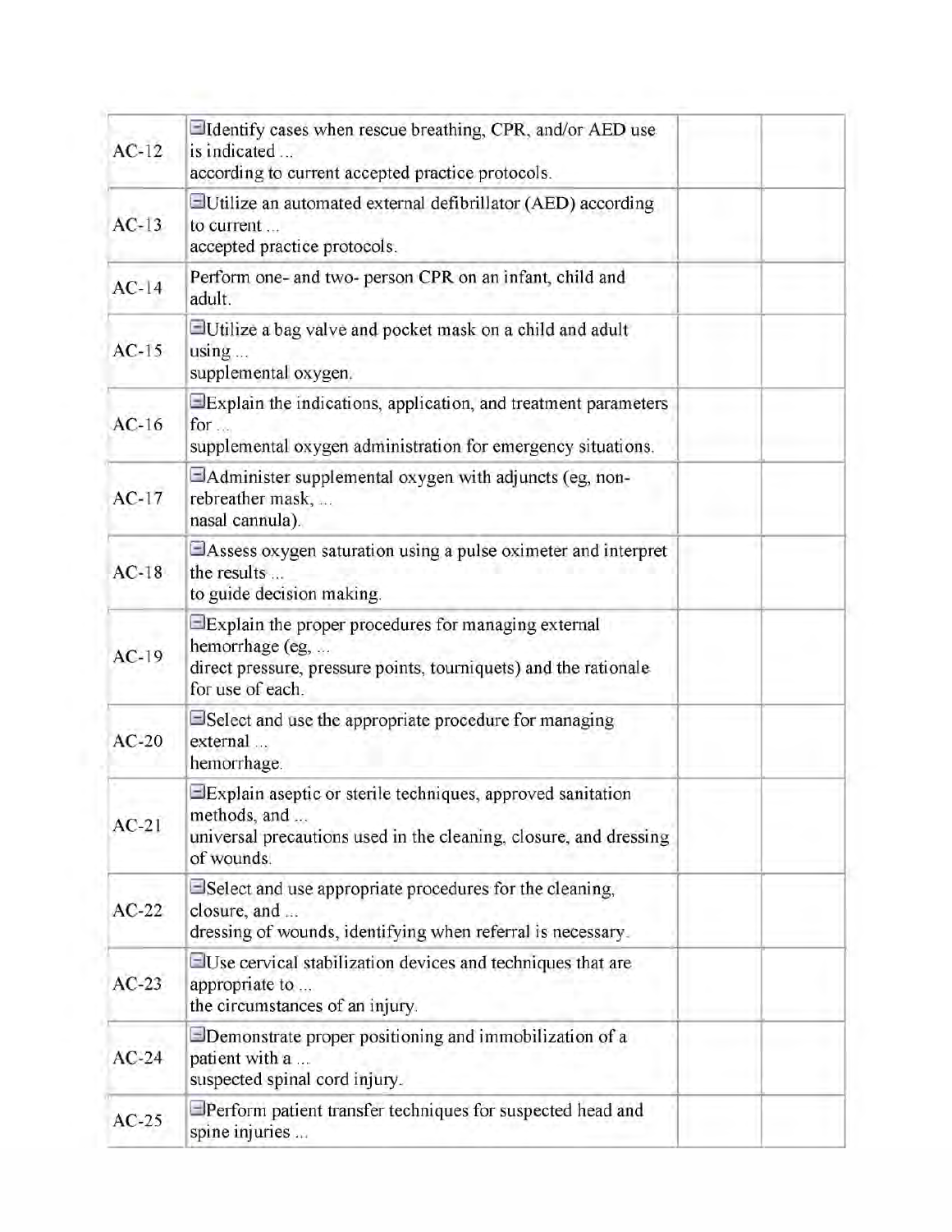| | | | |
|---|---|---|---|
| AC-12 | ⊟Identify cases when rescue breathing, CPR, and/or AED use is indicated ... according to current accepted practice protocols. | | |
| AC-13 | ⊟Utilize an automated external defibrillator (AED) according to current ... accepted practice protocols. | | |
| AC-14 | Perform one- and two- person CPR on an infant, child and adult. | | |
| AC-15 | ⊟Utilize a bag valve and pocket mask on a child and adult using ... supplemental oxygen. | | |
| AC-16 | ⊟Explain the indications, application, and treatment parameters for ... supplemental oxygen administration for emergency situations. | | |
| AC-17 | ⊟Administer supplemental oxygen with adjuncts (eg, non-rebreather mask, ... nasal cannula). | | |
| AC-18 | ⊟Assess oxygen saturation using a pulse oximeter and interpret the results ... to guide decision making. | | |
| AC-19 | ⊟Explain the proper procedures for managing external hemorrhage (eg, ... direct pressure, pressure points, tourniquets) and the rationale for use of each. | | |
| AC-20 | ⊟Select and use the appropriate procedure for managing external ... hemorrhage. | | |
| AC-21 | ⊟Explain aseptic or sterile techniques, approved sanitation methods, and ... universal precautions used in the cleaning, closure, and dressing of wounds. | | |
| AC-22 | ⊟Select and use appropriate procedures for the cleaning, closure, and ... dressing of wounds, identifying when referral is necessary. | | |
| AC-23 | ⊟Use cervical stabilization devices and techniques that are appropriate to ... the circumstances of an injury. | | |
| AC-24 | ⊟Demonstrate proper positioning and immobilization of a patient with a ... suspected spinal cord injury. | | |
| AC-25 | ⊟Perform patient transfer techniques for suspected head and spine injuries ... | | |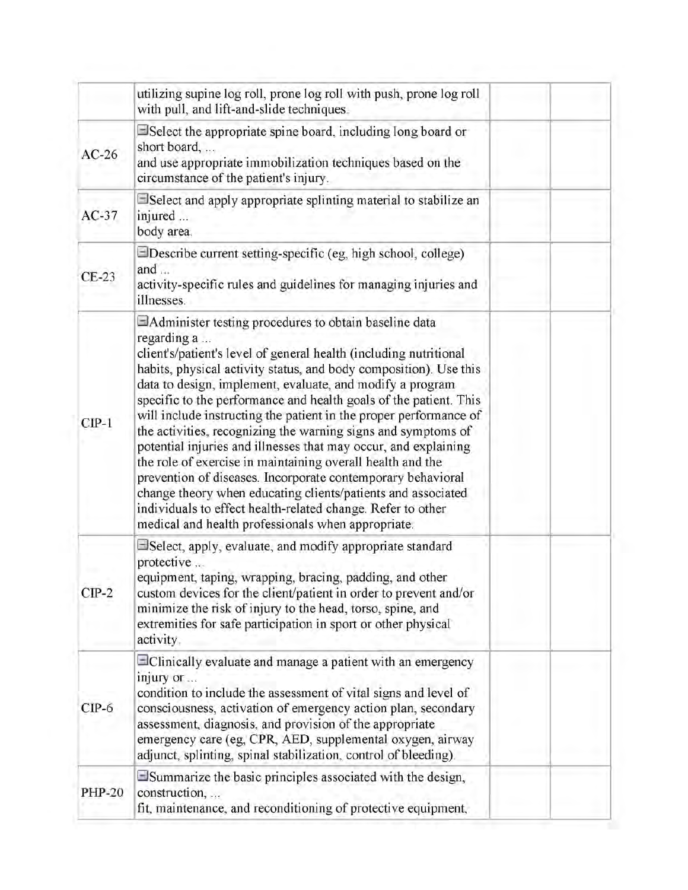| | | | |
|---|---|---|---|
| | utilizing supine log roll, prone log roll with push, prone log roll with pull, and lift-and-slide techniques. | | |
| AC-26 | ⊟Select the appropriate spine board, including long board or short board, ... and use appropriate immobilization techniques based on the circumstance of the patient's injury. | | |
| AC-37 | ⊟Select and apply appropriate splinting material to stabilize an injured ... body area. | | |
| CE-23 | ⊟Describe current setting-specific (eg, high school, college) and ... activity-specific rules and guidelines for managing injuries and illnesses. | | |
| CIP-1 | ⊟Administer testing procedures to obtain baseline data regarding a ... client's/patient's level of general health (including nutritional habits, physical activity status, and body composition). Use this data to design, implement, evaluate, and modify a program specific to the performance and health goals of the patient. This will include instructing the patient in the proper performance of the activities, recognizing the warning signs and symptoms of potential injuries and illnesses that may occur, and explaining the role of exercise in maintaining overall health and the prevention of diseases. Incorporate contemporary behavioral change theory when educating clients/patients and associated individuals to effect health-related change. Refer to other medical and health professionals when appropriate. | | |
| CIP-2 | ⊟Select, apply, evaluate, and modify appropriate standard protective ... equipment, taping, wrapping, bracing, padding, and other custom devices for the client/patient in order to prevent and/or minimize the risk of injury to the head, torso, spine, and extremities for safe participation in sport or other physical activity. | | |
| CIP-6 | ⊟Clinically evaluate and manage a patient with an emergency injury or ... condition to include the assessment of vital signs and level of consciousness, activation of emergency action plan, secondary assessment, diagnosis, and provision of the appropriate emergency care (eg, CPR, AED, supplemental oxygen, airway adjunct, splinting, spinal stabilization, control of bleeding). | | |
| PHP-20 | ⊟Summarize the basic principles associated with the design, construction, ... fit, maintenance, and reconditioning of protective equipment, | | |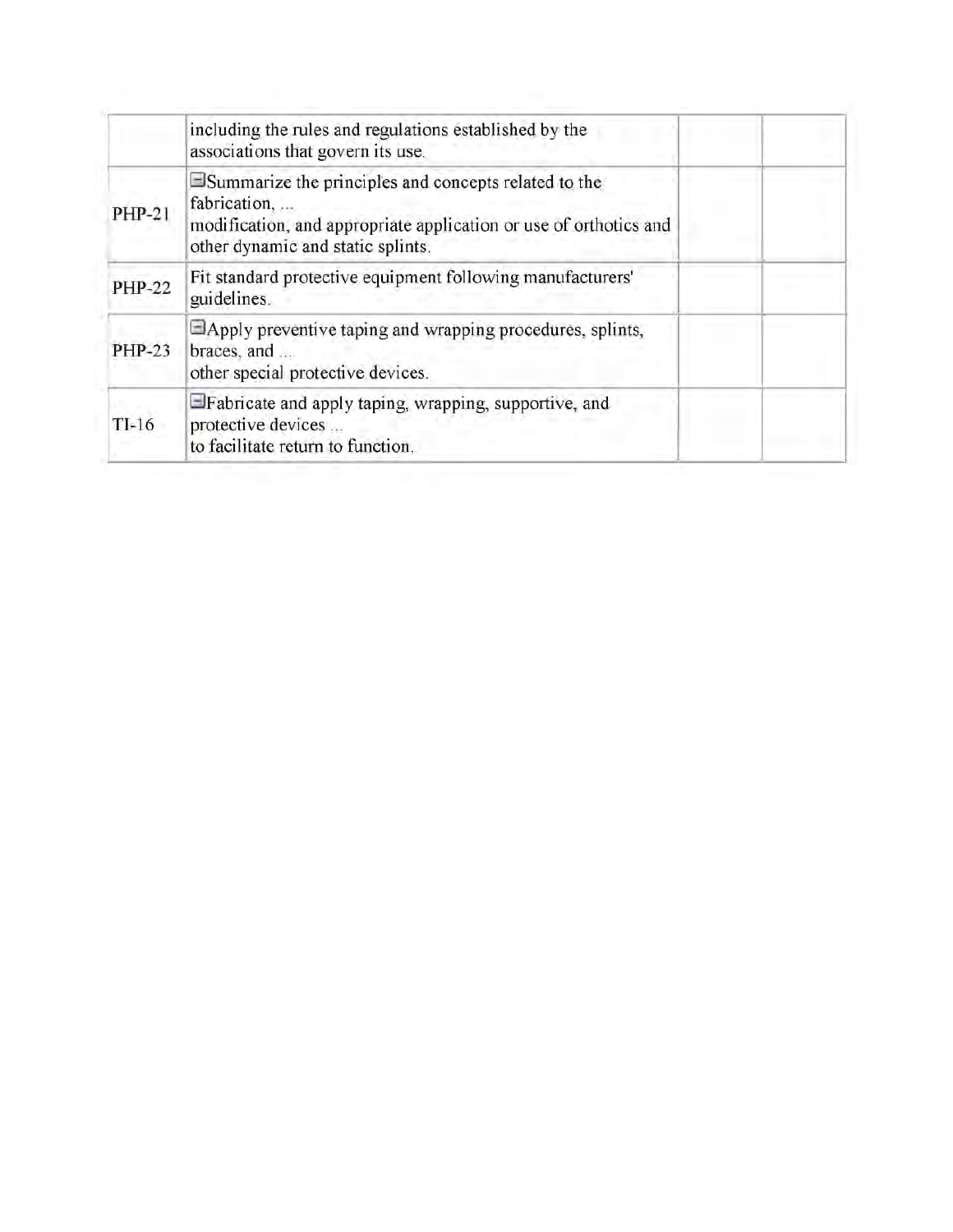| | | | |
|---|---|---|---|
| | including the rules and regulations established by the associations that govern its use. | | |
| PHP-21 | ⊟Summarize the principles and concepts related to the fabrication, ...<br>modification, and appropriate application or use of orthotics and other dynamic and static splints. | | |
| PHP-22 | Fit standard protective equipment following manufacturers' guidelines. | | |
| PHP-23 | ⊟Apply preventive taping and wrapping procedures, splints, braces, and ...<br>other special protective devices. | | |
| TI-16 | ⊟Fabricate and apply taping, wrapping, supportive, and protective devices ...<br>to facilitate return to function. | | |